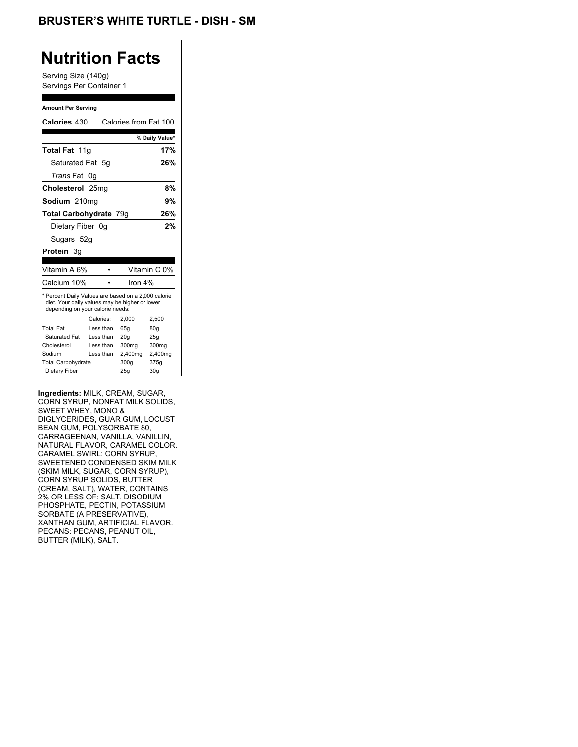# BRUSTER'S WHITE TURTLE - DISH - SM

## Nutrition Facts

Serving Size (140g)
Servings Per Container 1

**Amount Per Serving**

**Calories** 430 Calories from Fat 100

| | % Daily Value* |
|---|---|
| **Total Fat** 11g | **17%** |
| Saturated Fat 5g | **26%** |
| *Trans* Fat 0g | |
| **Cholesterol** 25mg | **8%** |
| **Sodium** 210mg | **9%** |
| **Total Carbohydrate** 79g | **26%** |
| Dietary Fiber 0g | **2%** |
| Sugars 52g | |
| **Protein** 3g | |

| | |
|---|---|
| Vitamin A 6% | Vitamin C 0% |
| Calcium 10% | Iron 4% |

* Percent Daily Values are based on a 2,000 calorie diet. Your daily values may be higher or lower depending on your calorie needs:

| | Calories: | 2,000 | 2,500 |
|---|---|---|---|
| Total Fat | Less than | 65g | 80g |
| Saturated Fat | Less than | 20g | 25g |
| Cholesterol | Less than | 300mg | 300mg |
| Sodium | Less than | 2,400mg | 2,400mg |
| Total Carbohydrate | | 300g | 375g |
| Dietary Fiber | | 25g | 30g |

**Ingredients:** MILK, CREAM, SUGAR, CORN SYRUP, NONFAT MILK SOLIDS, SWEET WHEY, MONO & DIGLYCERIDES, GUAR GUM, LOCUST BEAN GUM, POLYSORBATE 80, CARRAGEENAN, VANILLA, VANILLIN, NATURAL FLAVOR, CARAMEL COLOR. CARAMEL SWIRL: CORN SYRUP, SWEETENED CONDENSED SKIM MILK (SKIM MILK, SUGAR, CORN SYRUP), CORN SYRUP SOLIDS, BUTTER (CREAM, SALT), WATER, CONTAINS 2% OR LESS OF: SALT, DISODIUM PHOSPHATE, PECTIN, POTASSIUM SORBATE (A PRESERVATIVE), XANTHAN GUM, ARTIFICIAL FLAVOR. PECANS: PECANS, PEANUT OIL, BUTTER (MILK), SALT.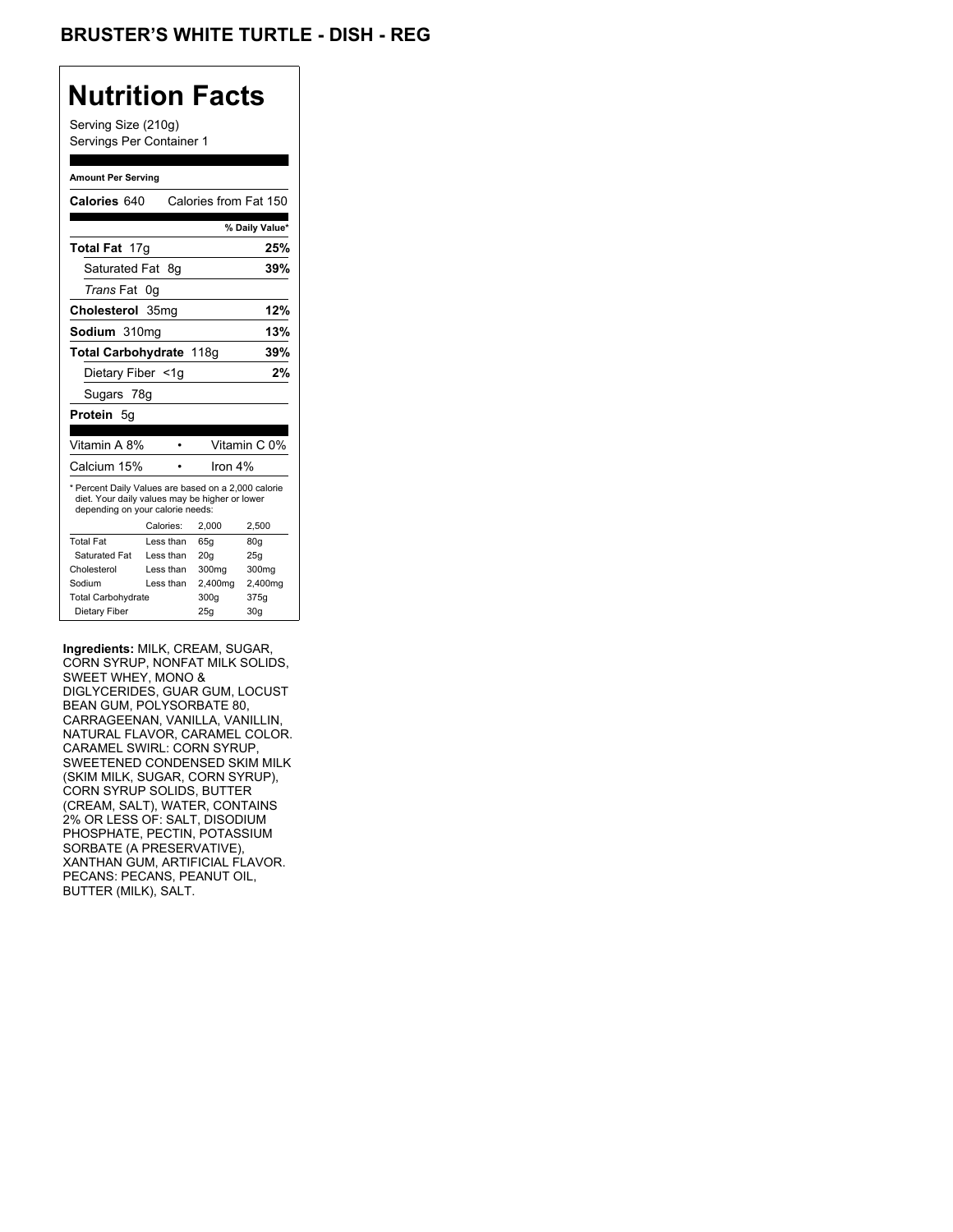# BRUSTER'S WHITE TURTLE - DISH - REG

## Nutrition Facts

Serving Size (210g)
Servings Per Container 1

**Amount Per Serving**

| | |
|---|---|
| **Calories** 640 | Calories from Fat 150 |
| | **% Daily Value*** |
| **Total Fat** 17g | **25%** |
| Saturated Fat 8g | **39%** |
| *Trans* Fat 0g | |
| **Cholesterol** 35mg | **12%** |
| **Sodium** 310mg | **13%** |
| **Total Carbohydrate** 118g | **39%** |
| Dietary Fiber <1g | **2%** |
| Sugars 78g | |
| **Protein** 5g | |

| | | |
|---|---|---|
| Vitamin A 8% | • | Vitamin C 0% |
| Calcium 15% | • | Iron 4% |

* Percent Daily Values are based on a 2,000 calorie diet. Your daily values may be higher or lower depending on your calorie needs:

| | Calories: | 2,000 | 2,500 |
|---|---|---|---|
| Total Fat | Less than | 65g | 80g |
| Saturated Fat | Less than | 20g | 25g |
| Cholesterol | Less than | 300mg | 300mg |
| Sodium | Less than | 2,400mg | 2,400mg |
| Total Carbohydrate | | 300g | 375g |
| Dietary Fiber | | 25g | 30g |

**Ingredients:** MILK, CREAM, SUGAR, CORN SYRUP, NONFAT MILK SOLIDS, SWEET WHEY, MONO & DIGLYCERIDES, GUAR GUM, LOCUST BEAN GUM, POLYSORBATE 80, CARRAGEENAN, VANILLA, VANILLIN, NATURAL FLAVOR, CARAMEL COLOR. CARAMEL SWIRL: CORN SYRUP, SWEETENED CONDENSED SKIM MILK (SKIM MILK, SUGAR, CORN SYRUP), CORN SYRUP SOLIDS, BUTTER (CREAM, SALT), WATER, CONTAINS 2% OR LESS OF: SALT, DISODIUM PHOSPHATE, PECTIN, POTASSIUM SORBATE (A PRESERVATIVE), XANTHAN GUM, ARTIFICIAL FLAVOR. PECANS: PECANS, PEANUT OIL, BUTTER (MILK), SALT.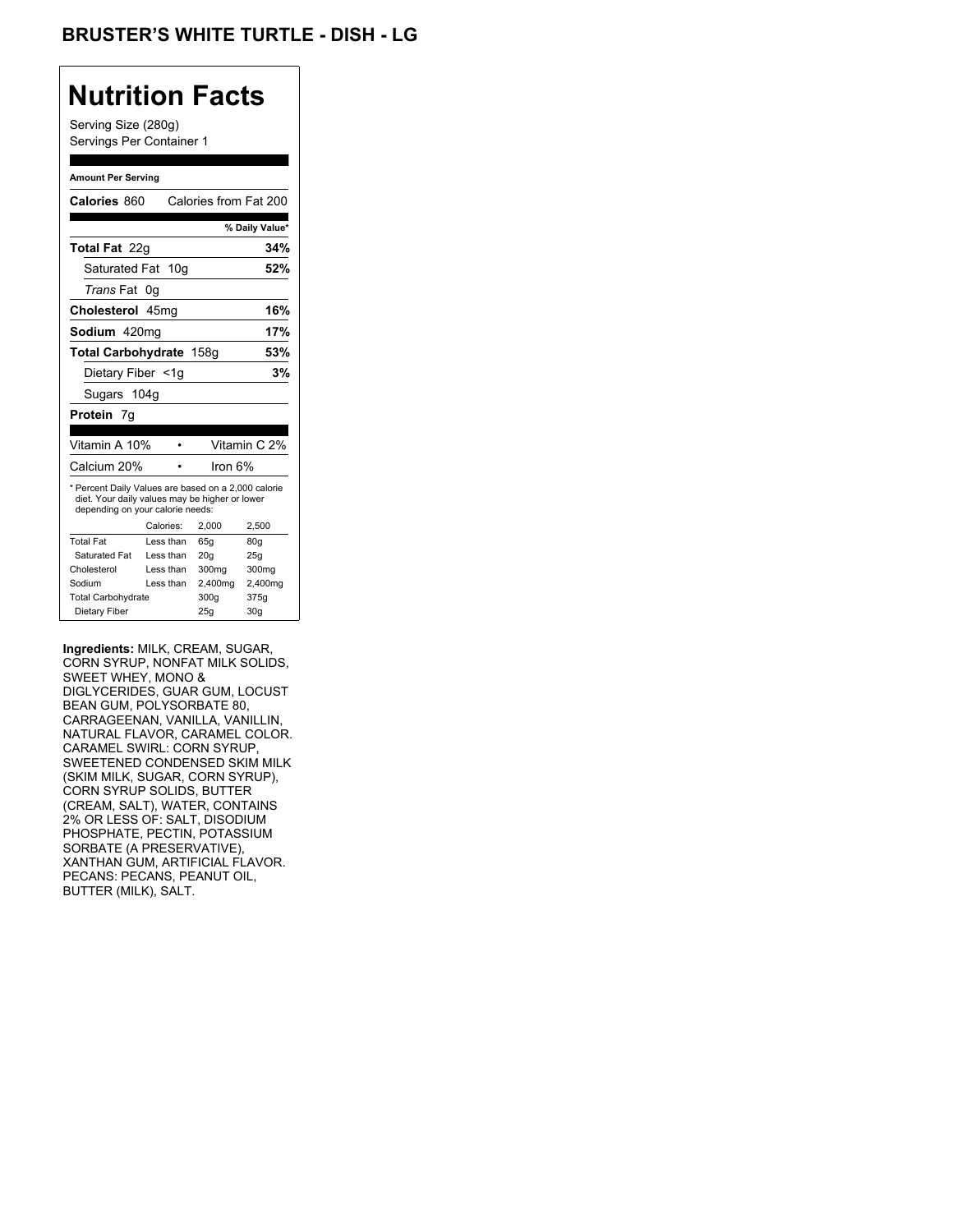# BRUSTER'S WHITE TURTLE - DISH - LG

## Nutrition Facts

Serving Size (280g)
Servings Per Container 1

**Amount Per Serving**

**Calories** 860 Calories from Fat 200

| | % Daily Value* |
|---|---|
| **Total Fat** 22g | **34%** |
| Saturated Fat 10g | **52%** |
| *Trans* Fat 0g | |
| **Cholesterol** 45mg | **16%** |
| **Sodium** 420mg | **17%** |
| **Total Carbohydrate** 158g | **53%** |
| Dietary Fiber <1g | **3%** |
| Sugars 104g | |
| **Protein** 7g | |

| | |
|---|---|
| Vitamin A 10% | Vitamin C 2% |
| Calcium 20% | Iron 6% |

* Percent Daily Values are based on a 2,000 calorie diet. Your daily values may be higher or lower depending on your calorie needs:

| | Calories: | 2,000 | 2,500 |
|---|---|---|---|
| Total Fat | Less than | 65g | 80g |
| Saturated Fat | Less than | 20g | 25g |
| Cholesterol | Less than | 300mg | 300mg |
| Sodium | Less than | 2,400mg | 2,400mg |
| Total Carbohydrate | | 300g | 375g |
| Dietary Fiber | | 25g | 30g |

**Ingredients:** MILK, CREAM, SUGAR, CORN SYRUP, NONFAT MILK SOLIDS, SWEET WHEY, MONO & DIGLYCERIDES, GUAR GUM, LOCUST BEAN GUM, POLYSORBATE 80, CARRAGEENAN, VANILLA, VANILLIN, NATURAL FLAVOR, CARAMEL COLOR. CARAMEL SWIRL: CORN SYRUP, SWEETENED CONDENSED SKIM MILK (SKIM MILK, SUGAR, CORN SYRUP), CORN SYRUP SOLIDS, BUTTER (CREAM, SALT), WATER, CONTAINS 2% OR LESS OF: SALT, DISODIUM PHOSPHATE, PECTIN, POTASSIUM SORBATE (A PRESERVATIVE), XANTHAN GUM, ARTIFICIAL FLAVOR. PECANS: PECANS, PEANUT OIL, BUTTER (MILK), SALT.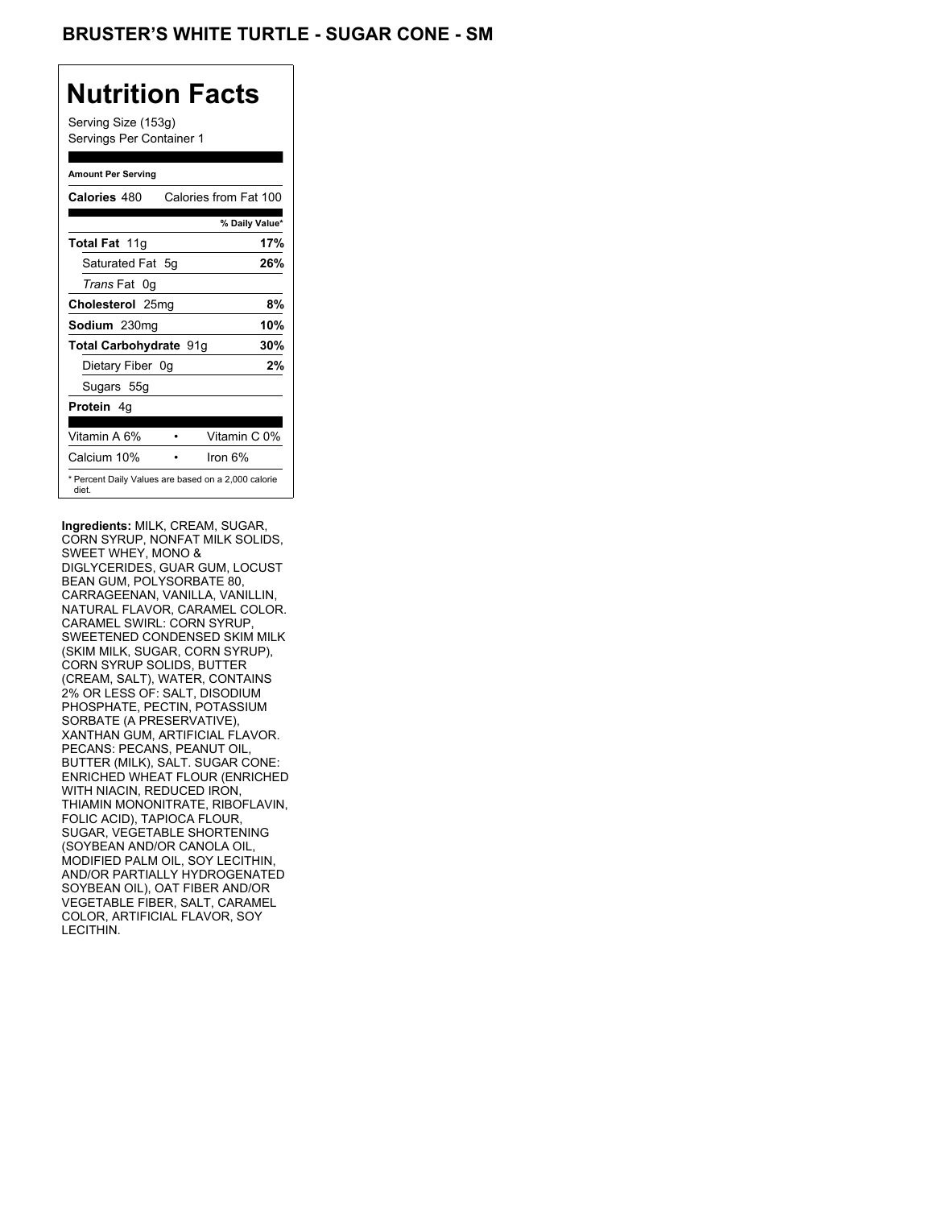# BRUSTER'S WHITE TURTLE - SUGAR CONE - SM

## Nutrition Facts

Serving Size (153g)
Servings Per Container 1

**Amount Per Serving**

| | |
|---|---|
| **Calories** 480 | Calories from Fat 100 |
| | **% Daily Value*** |
| **Total Fat** 11g | **17%** |
| Saturated Fat 5g | **26%** |
| *Trans* Fat 0g | |
| **Cholesterol** 25mg | **8%** |
| **Sodium** 230mg | **10%** |
| **Total Carbohydrate** 91g | **30%** |
| Dietary Fiber 0g | **2%** |
| Sugars 55g | |
| **Protein** 4g | |
| Vitamin A 6% • | Vitamin C 0% |
| Calcium 10% • | Iron 6% |

* Percent Daily Values are based on a 2,000 calorie diet.

**Ingredients:** MILK, CREAM, SUGAR, CORN SYRUP, NONFAT MILK SOLIDS, SWEET WHEY, MONO & DIGLYCERIDES, GUAR GUM, LOCUST BEAN GUM, POLYSORBATE 80, CARRAGEENAN, VANILLA, VANILLIN, NATURAL FLAVOR, CARAMEL COLOR. CARAMEL SWIRL: CORN SYRUP, SWEETENED CONDENSED SKIM MILK (SKIM MILK, SUGAR, CORN SYRUP), CORN SYRUP SOLIDS, BUTTER (CREAM, SALT), WATER, CONTAINS 2% OR LESS OF: SALT, DISODIUM PHOSPHATE, PECTIN, POTASSIUM SORBATE (A PRESERVATIVE), XANTHAN GUM, ARTIFICIAL FLAVOR. PECANS: PECANS, PEANUT OIL, BUTTER (MILK), SALT. SUGAR CONE: ENRICHED WHEAT FLOUR (ENRICHED WITH NIACIN, REDUCED IRON, THIAMIN MONONITRATE, RIBOFLAVIN, FOLIC ACID), TAPIOCA FLOUR, SUGAR, VEGETABLE SHORTENING (SOYBEAN AND/OR CANOLA OIL, MODIFIED PALM OIL, SOY LECITHIN, AND/OR PARTIALLY HYDROGENATED SOYBEAN OIL), OAT FIBER AND/OR VEGETABLE FIBER, SALT, CARAMEL COLOR, ARTIFICIAL FLAVOR, SOY LECITHIN.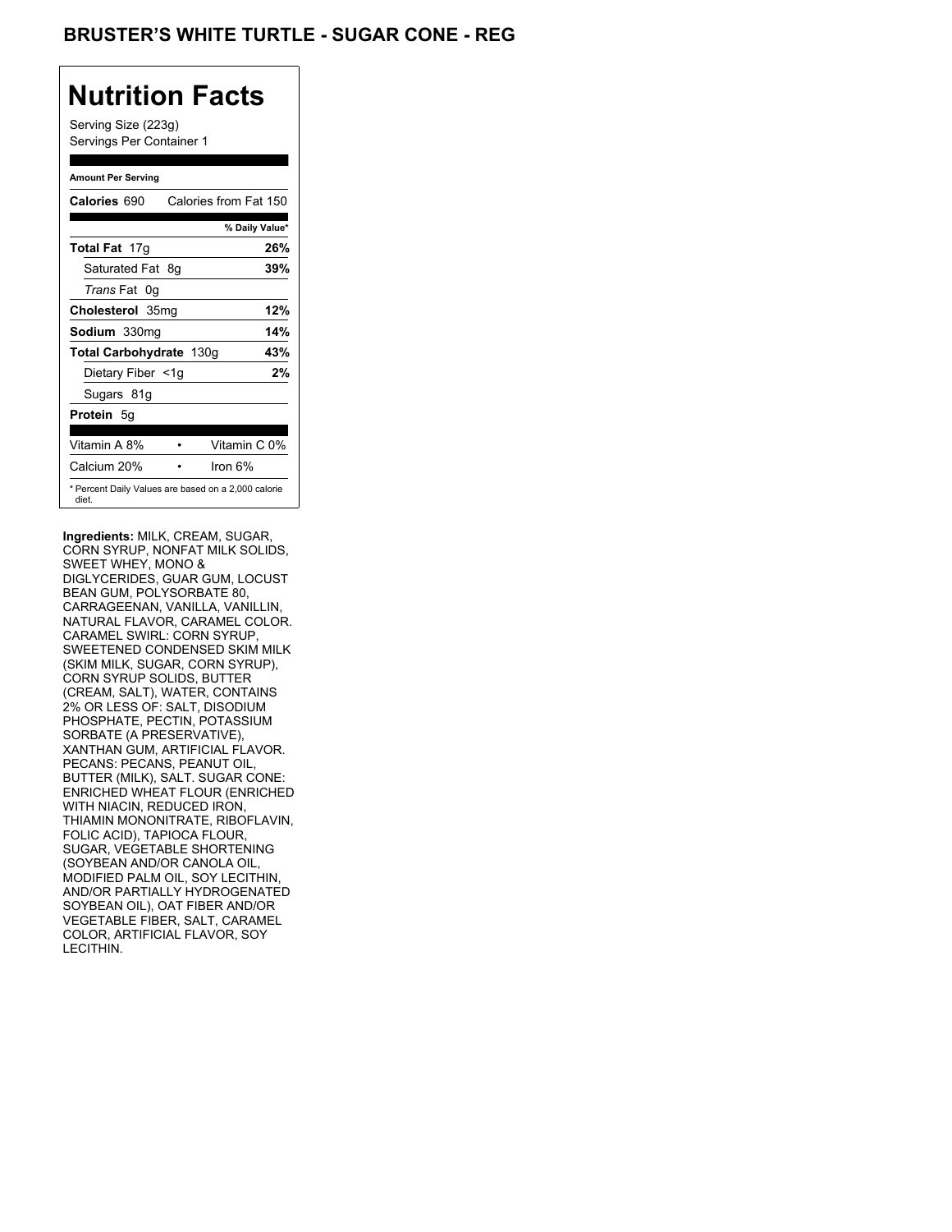## BRUSTER'S WHITE TURTLE - SUGAR CONE - REG

# Nutrition Facts

Serving Size (223g)
Servings Per Container 1

**Amount Per Serving**

| | |
|---|---|
| **Calories** 690 | Calories from Fat 150 |
| | **% Daily Value*** |
| **Total Fat** 17g | **26%** |
| Saturated Fat 8g | **39%** |
| *Trans* Fat 0g | |
| **Cholesterol** 35mg | **12%** |
| **Sodium** 330mg | **14%** |
| **Total Carbohydrate** 130g | **43%** |
| Dietary Fiber <1g | **2%** |
| Sugars 81g | |
| **Protein** 5g | |
| Vitamin A 8% • | Vitamin C 0% |
| Calcium 20% • | Iron 6% |

* Percent Daily Values are based on a 2,000 calorie diet.

**Ingredients:** MILK, CREAM, SUGAR, CORN SYRUP, NONFAT MILK SOLIDS, SWEET WHEY, MONO & DIGLYCERIDES, GUAR GUM, LOCUST BEAN GUM, POLYSORBATE 80, CARRAGEENAN, VANILLA, VANILLIN, NATURAL FLAVOR, CARAMEL COLOR. CARAMEL SWIRL: CORN SYRUP, SWEETENED CONDENSED SKIM MILK (SKIM MILK, SUGAR, CORN SYRUP), CORN SYRUP SOLIDS, BUTTER (CREAM, SALT), WATER, CONTAINS 2% OR LESS OF: SALT, DISODIUM PHOSPHATE, PECTIN, POTASSIUM SORBATE (A PRESERVATIVE), XANTHAN GUM, ARTIFICIAL FLAVOR. PECANS: PECANS, PEANUT OIL, BUTTER (MILK), SALT. SUGAR CONE: ENRICHED WHEAT FLOUR (ENRICHED WITH NIACIN, REDUCED IRON, THIAMIN MONONITRATE, RIBOFLAVIN, FOLIC ACID), TAPIOCA FLOUR, SUGAR, VEGETABLE SHORTENING (SOYBEAN AND/OR CANOLA OIL, MODIFIED PALM OIL, SOY LECITHIN, AND/OR PARTIALLY HYDROGENATED SOYBEAN OIL), OAT FIBER AND/OR VEGETABLE FIBER, SALT, CARAMEL COLOR, ARTIFICIAL FLAVOR, SOY LECITHIN.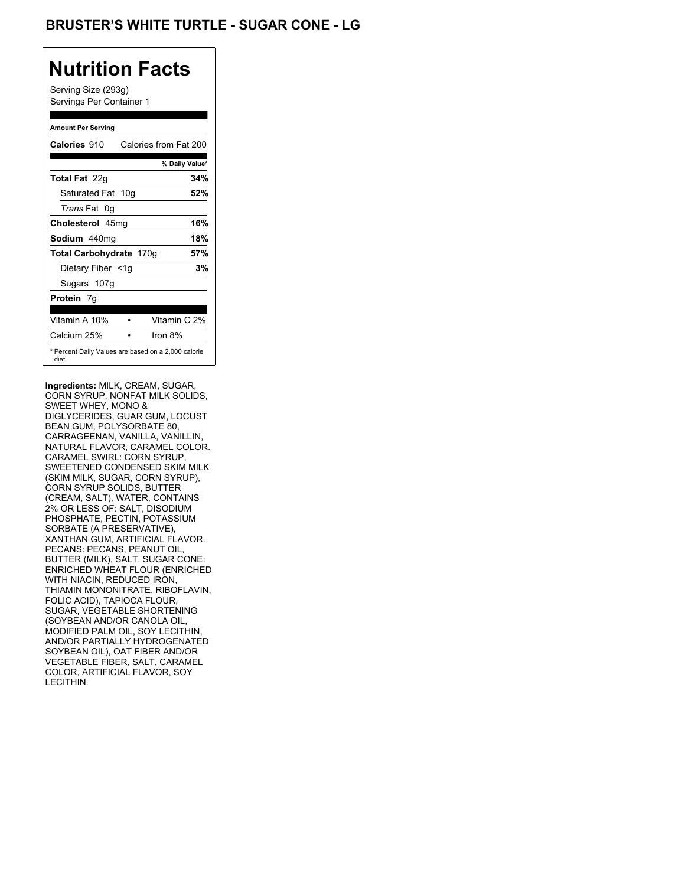# BRUSTER'S WHITE TURTLE - SUGAR CONE - LG

## Nutrition Facts

Serving Size (293g)
Servings Per Container 1

**Amount Per Serving**

| | |
|---|---|
| **Calories** 910 | Calories from Fat 200 |
| | **% Daily Value*** |
| **Total Fat** 22g | **34%** |
| Saturated Fat 10g | **52%** |
| *Trans* Fat 0g | |
| **Cholesterol** 45mg | **16%** |
| **Sodium** 440mg | **18%** |
| **Total Carbohydrate** 170g | **57%** |
| Dietary Fiber <1g | **3%** |
| Sugars 107g | |
| **Protein** 7g | |
| Vitamin A 10% | Vitamin C 2% |
| Calcium 25% | Iron 8% |

* Percent Daily Values are based on a 2,000 calorie diet.

**Ingredients:** MILK, CREAM, SUGAR, CORN SYRUP, NONFAT MILK SOLIDS, SWEET WHEY, MONO & DIGLYCERIDES, GUAR GUM, LOCUST BEAN GUM, POLYSORBATE 80, CARRAGEENAN, VANILLA, VANILLIN, NATURAL FLAVOR, CARAMEL COLOR. CARAMEL SWIRL: CORN SYRUP, SWEETENED CONDENSED SKIM MILK (SKIM MILK, SUGAR, CORN SYRUP), CORN SYRUP SOLIDS, BUTTER (CREAM, SALT), WATER, CONTAINS 2% OR LESS OF: SALT, DISODIUM PHOSPHATE, PECTIN, POTASSIUM SORBATE (A PRESERVATIVE), XANTHAN GUM, ARTIFICIAL FLAVOR. PECANS: PECANS, PEANUT OIL, BUTTER (MILK), SALT. SUGAR CONE: ENRICHED WHEAT FLOUR (ENRICHED WITH NIACIN, REDUCED IRON, THIAMIN MONONITRATE, RIBOFLAVIN, FOLIC ACID), TAPIOCA FLOUR, SUGAR, VEGETABLE SHORTENING (SOYBEAN AND/OR CANOLA OIL, MODIFIED PALM OIL, SOY LECITHIN, AND/OR PARTIALLY HYDROGENATED SOYBEAN OIL), OAT FIBER AND/OR VEGETABLE FIBER, SALT, CARAMEL COLOR, ARTIFICIAL FLAVOR, SOY LECITHIN.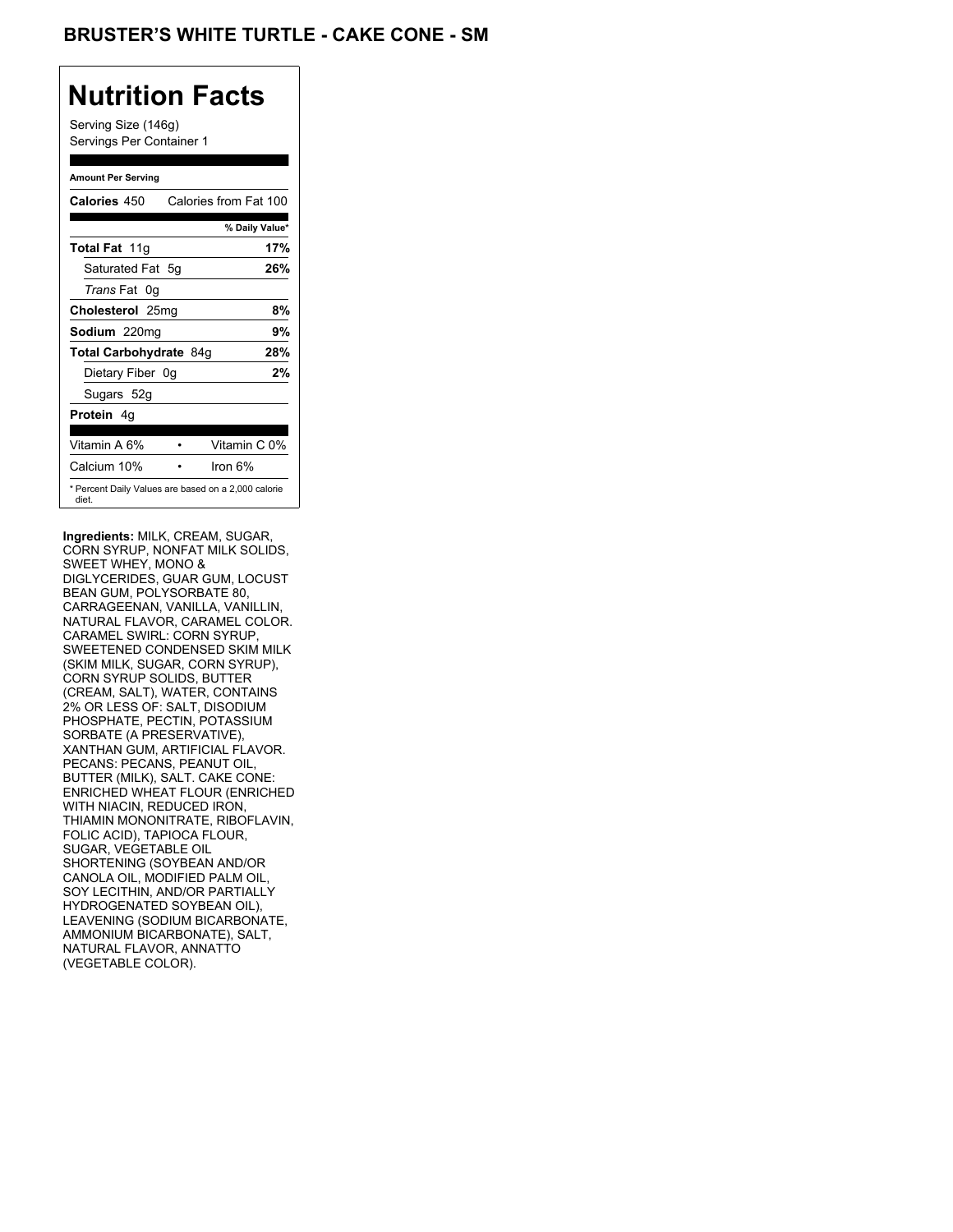# BRUSTER'S WHITE TURTLE - CAKE CONE - SM

## Nutrition Facts

Serving Size (146g)
Servings Per Container 1

**Amount Per Serving**

| | |
|---|---|
| **Calories** 450 | Calories from Fat 100 |
| | **% Daily Value*** |
| **Total Fat** 11g | **17%** |
| Saturated Fat 5g | **26%** |
| *Trans* Fat 0g | |
| **Cholesterol** 25mg | **8%** |
| **Sodium** 220mg | **9%** |
| **Total Carbohydrate** 84g | **28%** |
| Dietary Fiber 0g | **2%** |
| Sugars 52g | |
| **Protein** 4g | |
| Vitamin A 6% • | Vitamin C 0% |
| Calcium 10% • | Iron 6% |

* Percent Daily Values are based on a 2,000 calorie diet.

**Ingredients:** MILK, CREAM, SUGAR, CORN SYRUP, NONFAT MILK SOLIDS, SWEET WHEY, MONO & DIGLYCERIDES, GUAR GUM, LOCUST BEAN GUM, POLYSORBATE 80, CARRAGEENAN, VANILLA, VANILLIN, NATURAL FLAVOR, CARAMEL COLOR. CARAMEL SWIRL: CORN SYRUP, SWEETENED CONDENSED SKIM MILK (SKIM MILK, SUGAR, CORN SYRUP), CORN SYRUP SOLIDS, BUTTER (CREAM, SALT), WATER, CONTAINS 2% OR LESS OF: SALT, DISODIUM PHOSPHATE, PECTIN, POTASSIUM SORBATE (A PRESERVATIVE), XANTHAN GUM, ARTIFICIAL FLAVOR. PECANS: PECANS, PEANUT OIL, BUTTER (MILK), SALT. CAKE CONE: ENRICHED WHEAT FLOUR (ENRICHED WITH NIACIN, REDUCED IRON, THIAMIN MONONITRATE, RIBOFLAVIN, FOLIC ACID), TAPIOCA FLOUR, SUGAR, VEGETABLE OIL SHORTENING (SOYBEAN AND/OR CANOLA OIL, MODIFIED PALM OIL, SOY LECITHIN, AND/OR PARTIALLY HYDROGENATED SOYBEAN OIL), LEAVENING (SODIUM BICARBONATE, AMMONIUM BICARBONATE), SALT, NATURAL FLAVOR, ANNATTO (VEGETABLE COLOR).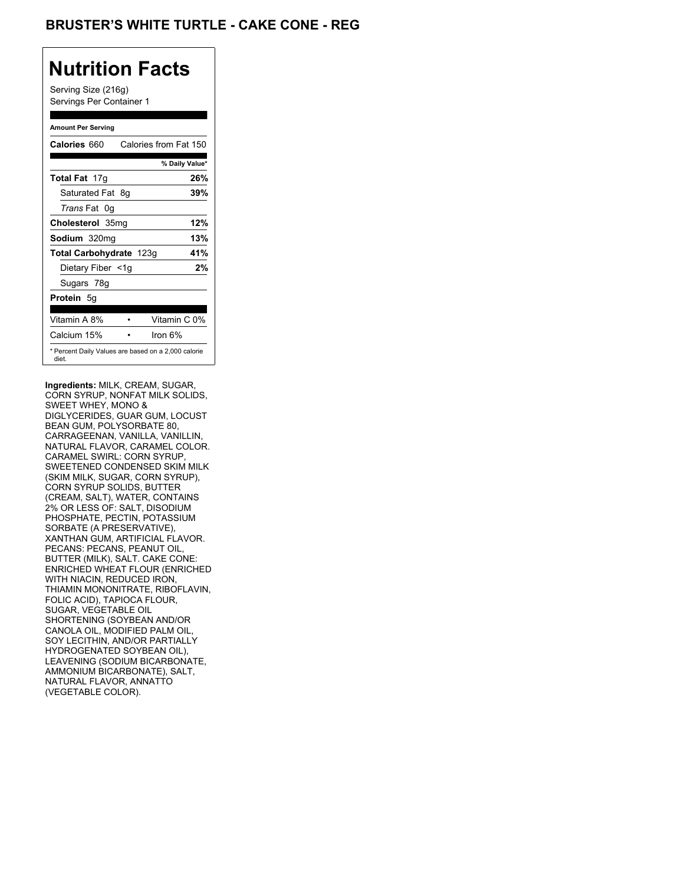# BRUSTER'S WHITE TURTLE - CAKE CONE - REG

## Nutrition Facts

Serving Size (216g)
Servings Per Container 1

**Amount Per Serving**

| | |
|---|---|
| **Calories** 660 | Calories from Fat 150 |
| | **% Daily Value*** |
| **Total Fat** 17g | **26%** |
| Saturated Fat 8g | **39%** |
| *Trans* Fat 0g | |
| **Cholesterol** 35mg | **12%** |
| **Sodium** 320mg | **13%** |
| **Total Carbohydrate** 123g | **41%** |
| Dietary Fiber <1g | **2%** |
| Sugars 78g | |
| **Protein** 5g | |
| Vitamin A 8% • | Vitamin C 0% |
| Calcium 15% • | Iron 6% |

* Percent Daily Values are based on a 2,000 calorie diet.

**Ingredients:** MILK, CREAM, SUGAR, CORN SYRUP, NONFAT MILK SOLIDS, SWEET WHEY, MONO & DIGLYCERIDES, GUAR GUM, LOCUST BEAN GUM, POLYSORBATE 80, CARRAGEENAN, VANILLA, VANILLIN, NATURAL FLAVOR, CARAMEL COLOR. CARAMEL SWIRL: CORN SYRUP, SWEETENED CONDENSED SKIM MILK (SKIM MILK, SUGAR, CORN SYRUP), CORN SYRUP SOLIDS, BUTTER (CREAM, SALT), WATER, CONTAINS 2% OR LESS OF: SALT, DISODIUM PHOSPHATE, PECTIN, POTASSIUM SORBATE (A PRESERVATIVE), XANTHAN GUM, ARTIFICIAL FLAVOR. PECANS: PECANS, PEANUT OIL, BUTTER (MILK), SALT. CAKE CONE: ENRICHED WHEAT FLOUR (ENRICHED WITH NIACIN, REDUCED IRON, THIAMIN MONONITRATE, RIBOFLAVIN, FOLIC ACID), TAPIOCA FLOUR, SUGAR, VEGETABLE OIL SHORTENING (SOYBEAN AND/OR CANOLA OIL, MODIFIED PALM OIL, SOY LECITHIN, AND/OR PARTIALLY HYDROGENATED SOYBEAN OIL), LEAVENING (SODIUM BICARBONATE, AMMONIUM BICARBONATE), SALT, NATURAL FLAVOR, ANNATTO (VEGETABLE COLOR).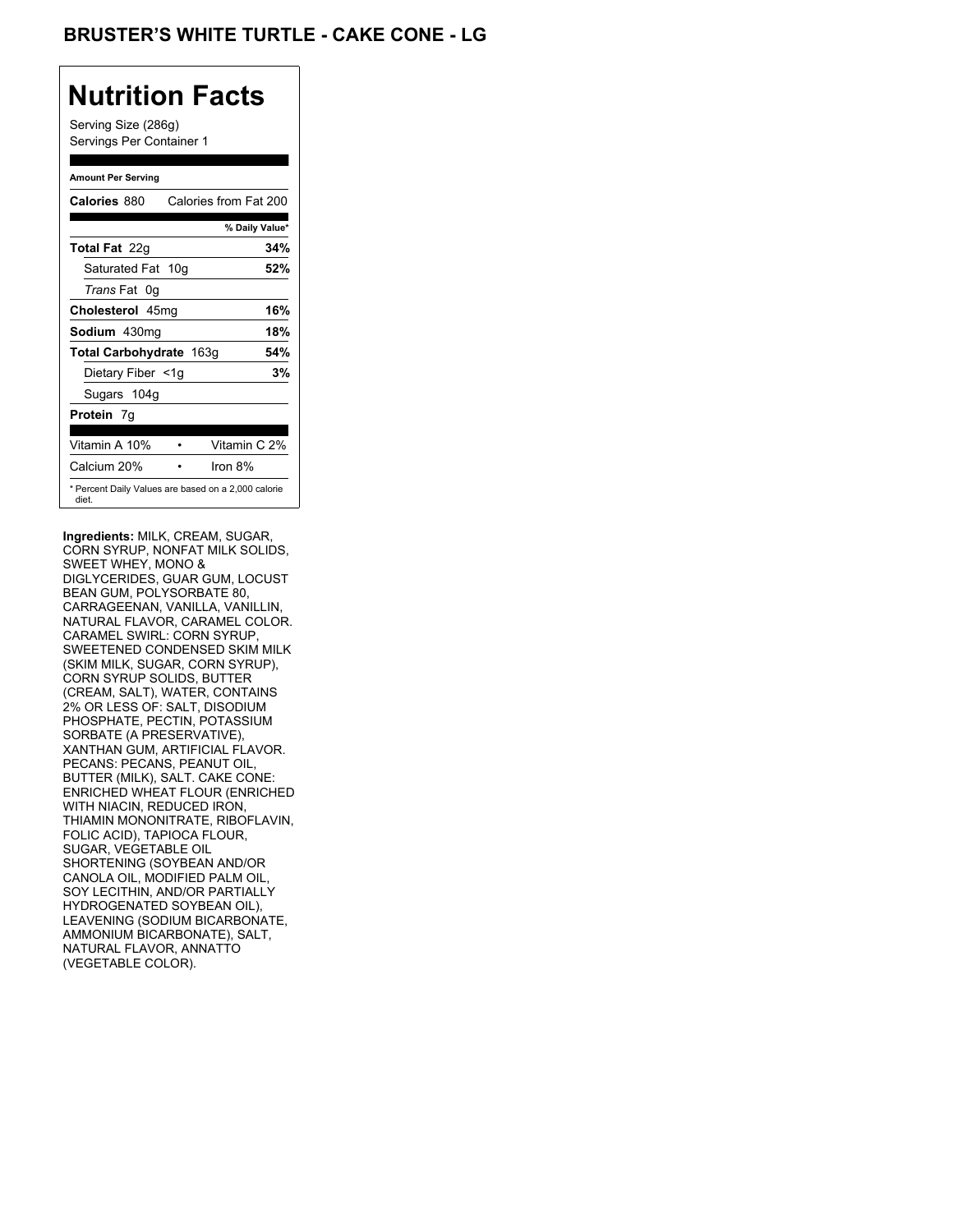## BRUSTER'S WHITE TURTLE - CAKE CONE - LG

# Nutrition Facts

Serving Size (286g)
Servings Per Container 1

**Amount Per Serving**

| **Calories** 880 | Calories from Fat 200 |
|---|---|
| | **% Daily Value*** |
| **Total Fat** 22g | **34%** |
| Saturated Fat 10g | **52%** |
| *Trans* Fat 0g | |
| **Cholesterol** 45mg | **16%** |
| **Sodium** 430mg | **18%** |
| **Total Carbohydrate** 163g | **54%** |
| Dietary Fiber <1g | **3%** |
| Sugars 104g | |
| **Protein** 7g | |

| Vitamin A 10% | • | Vitamin C 2% |
|---|---|---|
| Calcium 20% | • | Iron 8% |

\* Percent Daily Values are based on a 2,000 calorie diet.

**Ingredients:** MILK, CREAM, SUGAR, CORN SYRUP, NONFAT MILK SOLIDS, SWEET WHEY, MONO & DIGLYCERIDES, GUAR GUM, LOCUST BEAN GUM, POLYSORBATE 80, CARRAGEENAN, VANILLA, VANILLIN, NATURAL FLAVOR, CARAMEL COLOR. CARAMEL SWIRL: CORN SYRUP, SWEETENED CONDENSED SKIM MILK (SKIM MILK, SUGAR, CORN SYRUP), CORN SYRUP SOLIDS, BUTTER (CREAM, SALT), WATER, CONTAINS 2% OR LESS OF: SALT, DISODIUM PHOSPHATE, PECTIN, POTASSIUM SORBATE (A PRESERVATIVE), XANTHAN GUM, ARTIFICIAL FLAVOR. PECANS: PECANS, PEANUT OIL, BUTTER (MILK), SALT. CAKE CONE: ENRICHED WHEAT FLOUR (ENRICHED WITH NIACIN, REDUCED IRON, THIAMIN MONONITRATE, RIBOFLAVIN, FOLIC ACID), TAPIOCA FLOUR, SUGAR, VEGETABLE OIL SHORTENING (SOYBEAN AND/OR CANOLA OIL, MODIFIED PALM OIL, SOY LECITHIN, AND/OR PARTIALLY HYDROGENATED SOYBEAN OIL), LEAVENING (SODIUM BICARBONATE, AMMONIUM BICARBONATE), SALT, NATURAL FLAVOR, ANNATTO (VEGETABLE COLOR).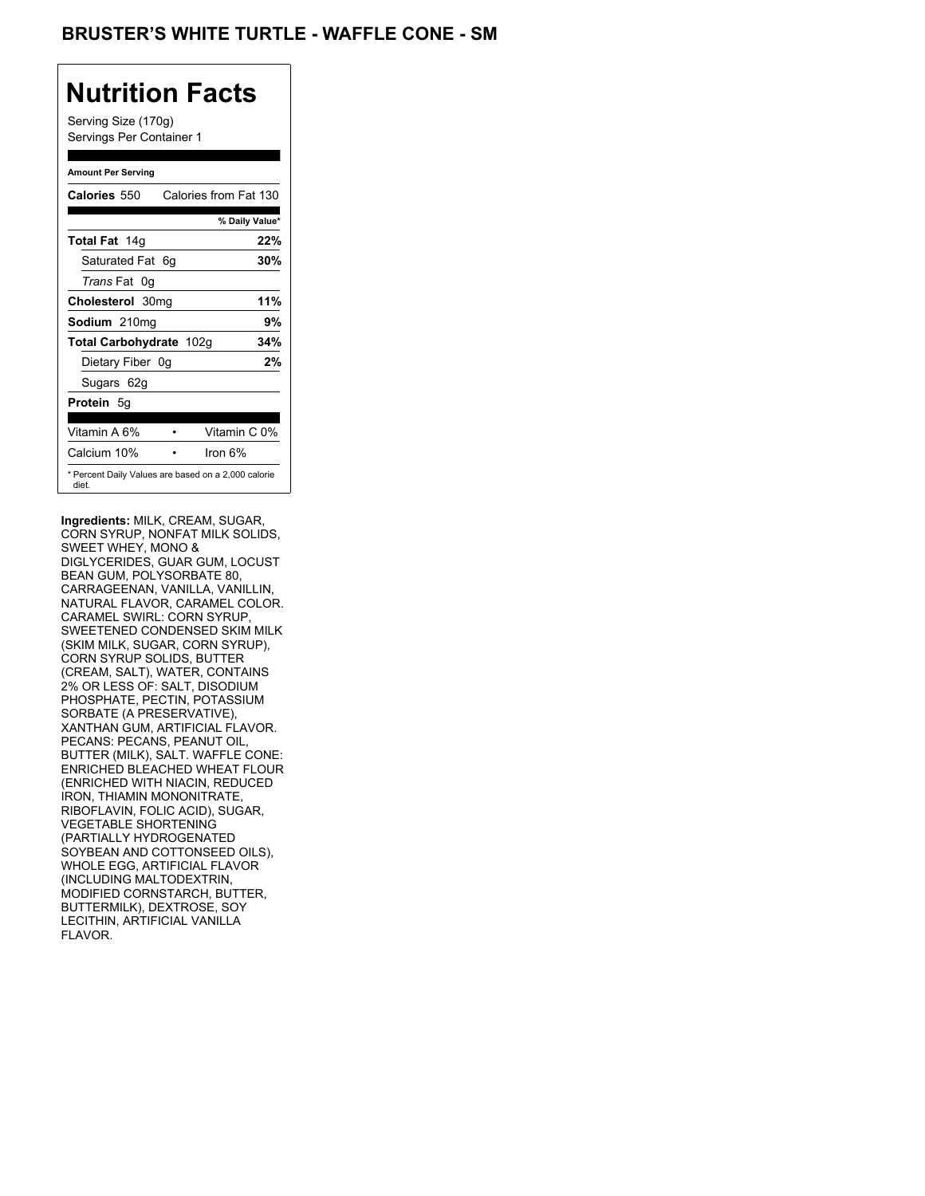## BRUSTER'S WHITE TURTLE - WAFFLE CONE - SM

# Nutrition Facts

Serving Size (170g)
Servings Per Container 1

**Amount Per Serving**

| | |
|---|---|
| **Calories** 550 | Calories from Fat 130 |
| | **% Daily Value*** |
| **Total Fat** 14g | **22%** |
| Saturated Fat 6g | **30%** |
| *Trans* Fat 0g | |
| **Cholesterol** 30mg | **11%** |
| **Sodium** 210mg | **9%** |
| **Total Carbohydrate** 102g | **34%** |
| Dietary Fiber 0g | **2%** |
| Sugars 62g | |
| **Protein** 5g | |
| Vitamin A 6% • | Vitamin C 0% |
| Calcium 10% • | Iron 6% |

\* Percent Daily Values are based on a 2,000 calorie diet.

**Ingredients:** MILK, CREAM, SUGAR, CORN SYRUP, NONFAT MILK SOLIDS, SWEET WHEY, MONO & DIGLYCERIDES, GUAR GUM, LOCUST BEAN GUM, POLYSORBATE 80, CARRAGEENAN, VANILLA, VANILLIN, NATURAL FLAVOR, CARAMEL COLOR. CARAMEL SWIRL: CORN SYRUP, SWEETENED CONDENSED SKIM MILK (SKIM MILK, SUGAR, CORN SYRUP), CORN SYRUP SOLIDS, BUTTER (CREAM, SALT), WATER, CONTAINS 2% OR LESS OF: SALT, DISODIUM PHOSPHATE, PECTIN, POTASSIUM SORBATE (A PRESERVATIVE), XANTHAN GUM, ARTIFICIAL FLAVOR. PECANS: PECANS, PEANUT OIL, BUTTER (MILK), SALT. WAFFLE CONE: ENRICHED BLEACHED WHEAT FLOUR (ENRICHED WITH NIACIN, REDUCED IRON, THIAMIN MONONITRATE, RIBOFLAVIN, FOLIC ACID), SUGAR, VEGETABLE SHORTENING (PARTIALLY HYDROGENATED SOYBEAN AND COTTONSEED OILS), WHOLE EGG, ARTIFICIAL FLAVOR (INCLUDING MALTODEXTRIN, MODIFIED CORNSTARCH, BUTTER, BUTTERMILK), DEXTROSE, SOY LECITHIN, ARTIFICIAL VANILLA FLAVOR.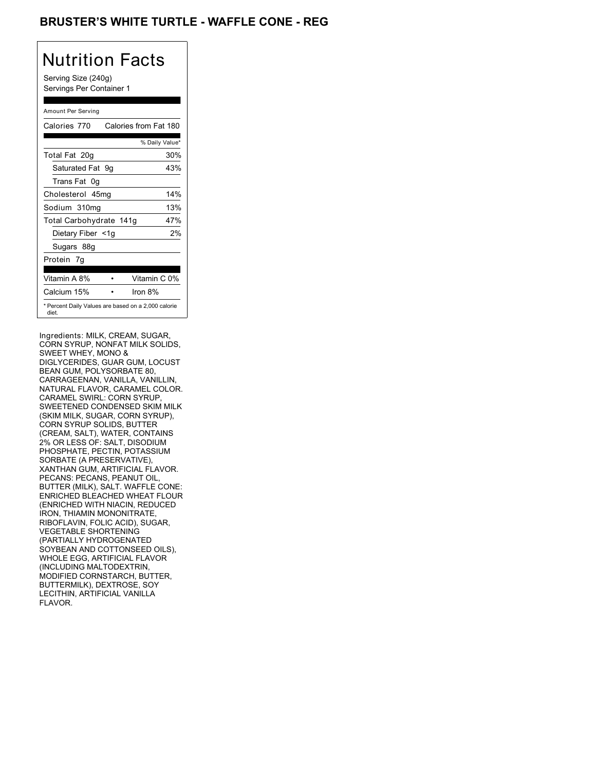# BRUSTER'S WHITE TURTLE - WAFFLE CONE - REG

## Nutrition Facts

Serving Size (240g)
Servings Per Container 1

| Amount Per Serving | |
|---|---|
| Calories 770 | Calories from Fat 180 |
| | % Daily Value* |
| Total Fat 20g | 30% |
| Saturated Fat 9g | 43% |
| Trans Fat 0g | |
| Cholesterol 45mg | 14% |
| Sodium 310mg | 13% |
| Total Carbohydrate 141g | 47% |
| Dietary Fiber <1g | 2% |
| Sugars 88g | |
| Protein 7g | |
| Vitamin A 8% • | Vitamin C 0% |
| Calcium 15% • | Iron 8% |

* Percent Daily Values are based on a 2,000 calorie diet.

Ingredients: MILK, CREAM, SUGAR, CORN SYRUP, NONFAT MILK SOLIDS, SWEET WHEY, MONO & DIGLYCERIDES, GUAR GUM, LOCUST BEAN GUM, POLYSORBATE 80, CARRAGEENAN, VANILLA, VANILLIN, NATURAL FLAVOR, CARAMEL COLOR. CARAMEL SWIRL: CORN SYRUP, SWEETENED CONDENSED SKIM MILK (SKIM MILK, SUGAR, CORN SYRUP), CORN SYRUP SOLIDS, BUTTER (CREAM, SALT), WATER, CONTAINS 2% OR LESS OF: SALT, DISODIUM PHOSPHATE, PECTIN, POTASSIUM SORBATE (A PRESERVATIVE), XANTHAN GUM, ARTIFICIAL FLAVOR. PECANS: PECANS, PEANUT OIL, BUTTER (MILK), SALT. WAFFLE CONE: ENRICHED BLEACHED WHEAT FLOUR (ENRICHED WITH NIACIN, REDUCED IRON, THIAMIN MONONITRATE, RIBOFLAVIN, FOLIC ACID), SUGAR, VEGETABLE SHORTENING (PARTIALLY HYDROGENATED SOYBEAN AND COTTONSEED OILS), WHOLE EGG, ARTIFICIAL FLAVOR (INCLUDING MALTODEXTRIN, MODIFIED CORNSTARCH, BUTTER, BUTTERMILK), DEXTROSE, SOY LECITHIN, ARTIFICIAL VANILLA FLAVOR.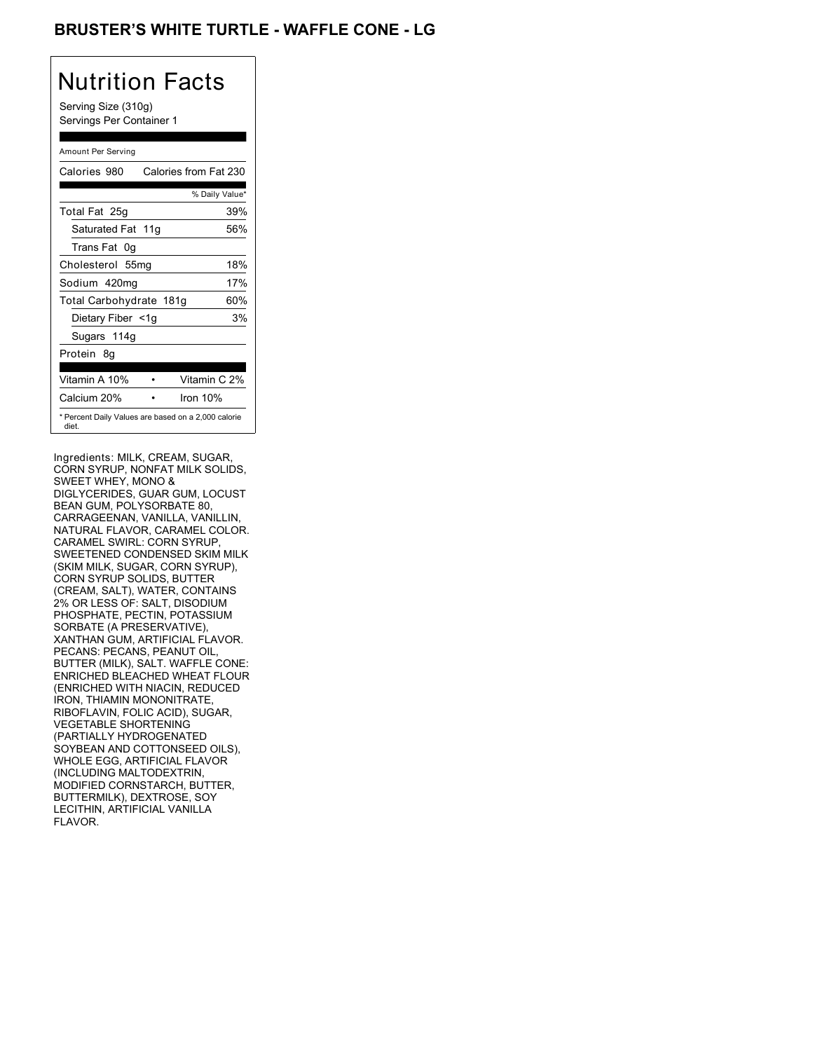# BRUSTER'S WHITE TURTLE - WAFFLE CONE - LG

## Nutrition Facts

Serving Size (310g)
Servings Per Container 1

Amount Per Serving

| | |
|---|---|
| Calories 980 | Calories from Fat 230 |
| | % Daily Value* |
| Total Fat 25g | 39% |
| Saturated Fat 11g | 56% |
| Trans Fat 0g | |
| Cholesterol 55mg | 18% |
| Sodium 420mg | 17% |
| Total Carbohydrate 181g | 60% |
| Dietary Fiber <1g | 3% |
| Sugars 114g | |
| Protein 8g | |
| Vitamin A 10% | Vitamin C 2% |
| Calcium 20% | Iron 10% |

* Percent Daily Values are based on a 2,000 calorie diet.

Ingredients: MILK, CREAM, SUGAR, CORN SYRUP, NONFAT MILK SOLIDS, SWEET WHEY, MONO & DIGLYCERIDES, GUAR GUM, LOCUST BEAN GUM, POLYSORBATE 80, CARRAGEENAN, VANILLA, VANILLIN, NATURAL FLAVOR, CARAMEL COLOR. CARAMEL SWIRL: CORN SYRUP, SWEETENED CONDENSED SKIM MILK (SKIM MILK, SUGAR, CORN SYRUP), CORN SYRUP SOLIDS, BUTTER (CREAM, SALT), WATER, CONTAINS 2% OR LESS OF: SALT, DISODIUM PHOSPHATE, PECTIN, POTASSIUM SORBATE (A PRESERVATIVE), XANTHAN GUM, ARTIFICIAL FLAVOR. PECANS: PECANS, PEANUT OIL, BUTTER (MILK), SALT. WAFFLE CONE: ENRICHED BLEACHED WHEAT FLOUR (ENRICHED WITH NIACIN, REDUCED IRON, THIAMIN MONONITRATE, RIBOFLAVIN, FOLIC ACID), SUGAR, VEGETABLE SHORTENING (PARTIALLY HYDROGENATED SOYBEAN AND COTTONSEED OILS), WHOLE EGG, ARTIFICIAL FLAVOR (INCLUDING MALTODEXTRIN, MODIFIED CORNSTARCH, BUTTER, BUTTERMILK), DEXTROSE, SOY LECITHIN, ARTIFICIAL VANILLA FLAVOR.